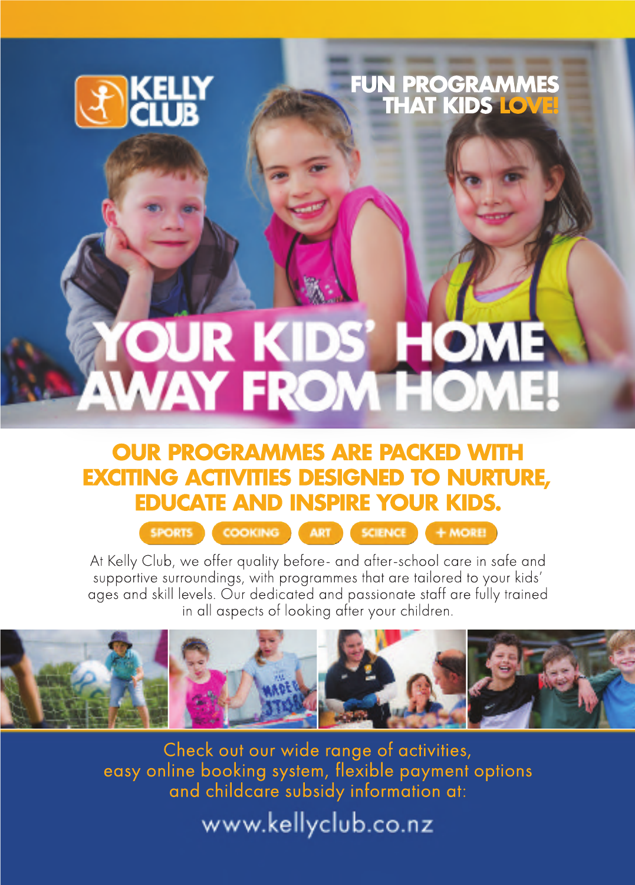KELLY CLUB

FUN PROGRAMMES THAT KIDS LOVE!

# YOUR KIDS' HOME AWAY FROM HOME!

## OUR PROGRAMMES ARE PACKED WITH EXCITING ACTIVITIES DESIGNED TO NURTURE, EDUCATE AND INSPIRE YOUR KIDS.

SPORTS | COOKING | ART | SCIENCE | + MORE!

At Kelly Club, we offer quality before- and after-school care in safe and supportive surroundings, with programmes that are tailored to your kids' ages and skill levels. Our dedicated and passionate staff are fully trained in all aspects of looking after your children.

Check out our wide range of activities, easy online booking system, flexible payment options and childcare subsidy information at:

www.kellyclub.co.nz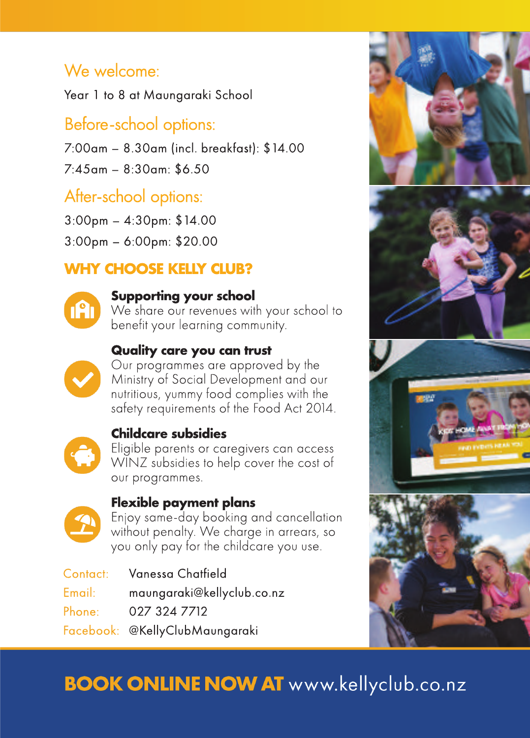## We welcome:

Year 1 to 8 at Maungaraki School

## Before-school options:

7:00am – 8.30am (incl. breakfast): $14.00

7:45am – 8:30am: $6.50

## After-school options:

3:00pm – 4:30pm: $14.00

3:00pm – 6:00pm: $20.00

## WHY CHOOSE KELLY CLUB?

**Supporting your school**
We share our revenues with your school to benefit your learning community.

**Quality care you can trust**
Our programmes are approved by the Ministry of Social Development and our nutritious, yummy food complies with the safety requirements of the Food Act 2014.

**Childcare subsidies**
Eligible parents or caregivers can access WINZ subsidies to help cover the cost of our programmes.

**Flexible payment plans**
Enjoy same-day booking and cancellation without penalty. We charge in arrears, so you only pay for the childcare you use.

Contact: Vanessa Chatfield
Email: maungaraki@kellyclub.co.nz
Phone: 027 324 7712
Facebook: @KellyClubMaungaraki

**BOOK ONLINE NOW AT** www.kellyclub.co.nz